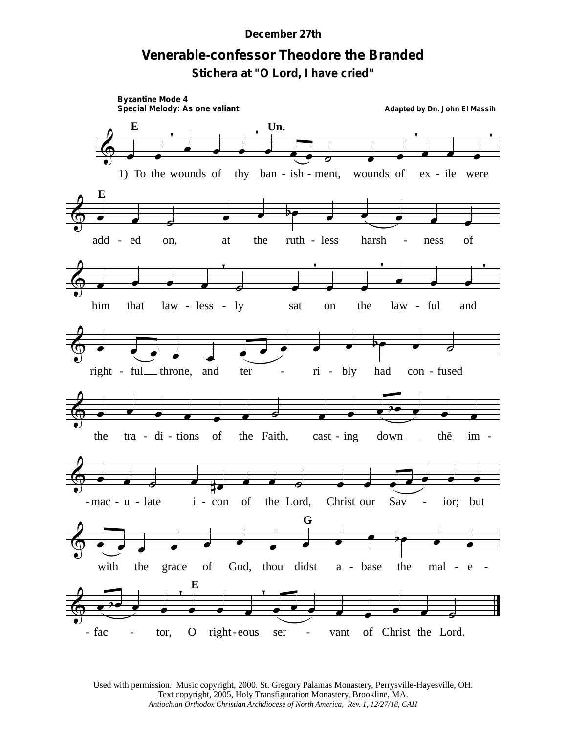December 27th

# Venerable-confessor Theodore the Branded

## Stichera at "O Lord, I have cried"

**Byzantine Mode 4**
**Special Melody: As one valiant**

**Adapted by Dn. John El Massih**

1) To the wounds of thy ban - ish - ment, wounds of ex - ile were add - ed on, at the ruth - less harsh - ness of him that law - less - ly sat on the law - ful and right - ful throne, and ter - ri - bly had con - fused the tra - di - tions of the Faith, cast - ing down the im - mac - u - late i - con of the Lord, Christ our Sav - ior; but with the grace of God, thou didst a - base the mal - e - fac - tor, O right - eous ser - vant of Christ the Lord.

Used with permission. Music copyright, 2000. St. Gregory Palamas Monastery, Perrysville-Hayesville, OH.
Text copyright, 2005, Holy Transfiguration Monastery, Brookline, MA.
*Antiochian Orthodox Christian Archdiocese of North America, Rev. 1, 12/27/18, CAH*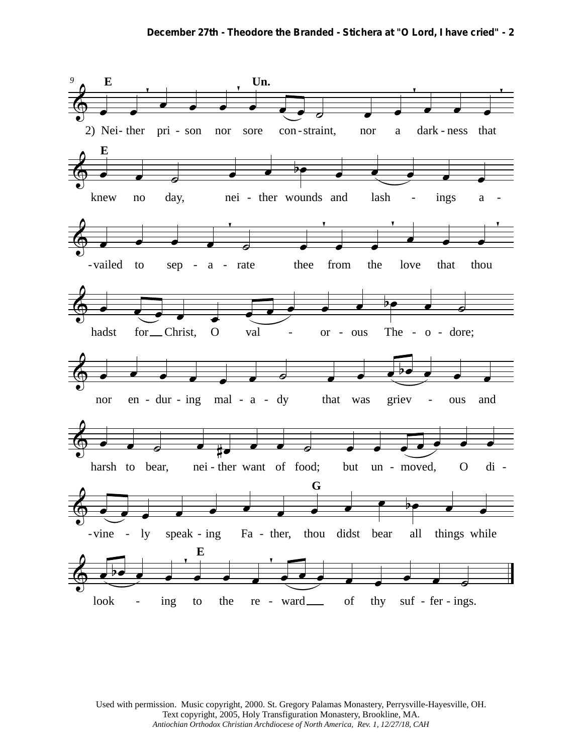2) Neither prison nor sore constraint, nor a darkness that knew no day, neither wounds and lashings availed to separate thee from the love that thou hadst for Christ, O valorous Theodore; nor enduring malady that was grievous and harsh to bear, neither want of food; but unmoved, O divinely speaking Father, thou didst bear all things while looking to the reward of thy sufferings.

Used with permission. Music copyright, 2000. St. Gregory Palamas Monastery, Perrysville-Hayesville, OH.
Text copyright, 2005, Holy Transfiguration Monastery, Brookline, MA.
*Antiochian Orthodox Christian Archdiocese of North America, Rev. 1, 12/27/18, CAH*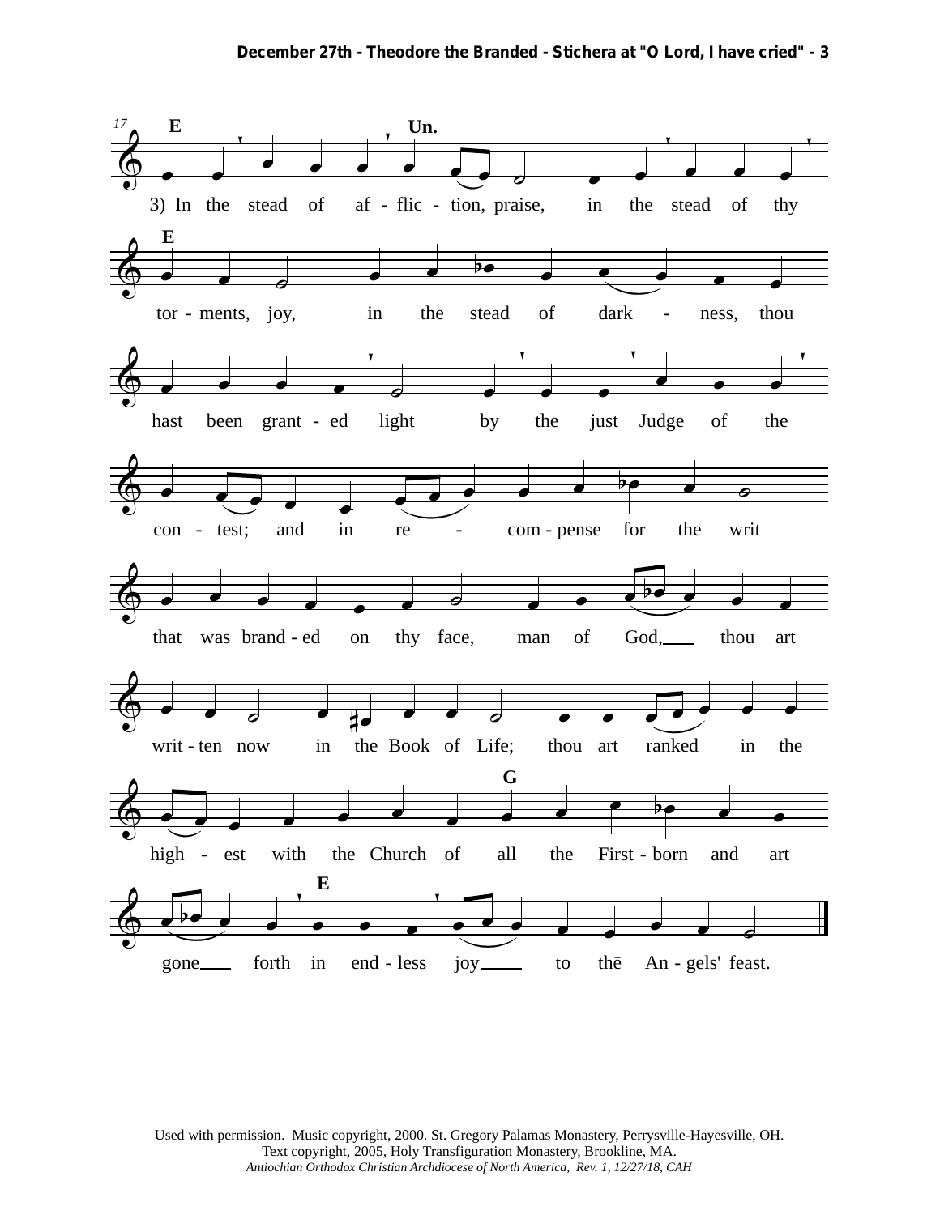17 E Un.

3) In the stead of af - flic - tion, praise, in the stead of thy

E

tor - ments, joy, in the stead of dark - ness, thou

hast been grant - ed light by the just Judge of the

con - test; and in re - com - pense for the writ

that was brand - ed on thy face, man of God, thou art

writ - ten now in the Book of Life; thou art ranked in the

G

high - est with the Church of all the First - born and art

E

gone forth in end - less joy to thē An - gels' feast.

Used with permission. Music copyright, 2000. St. Gregory Palamas Monastery, Perrysville-Hayesville, OH.
Text copyright, 2005, Holy Transfiguration Monastery, Brookline, MA.
*Antiochian Orthodox Christian Archdiocese of North America, Rev. 1, 12/27/18, CAH*